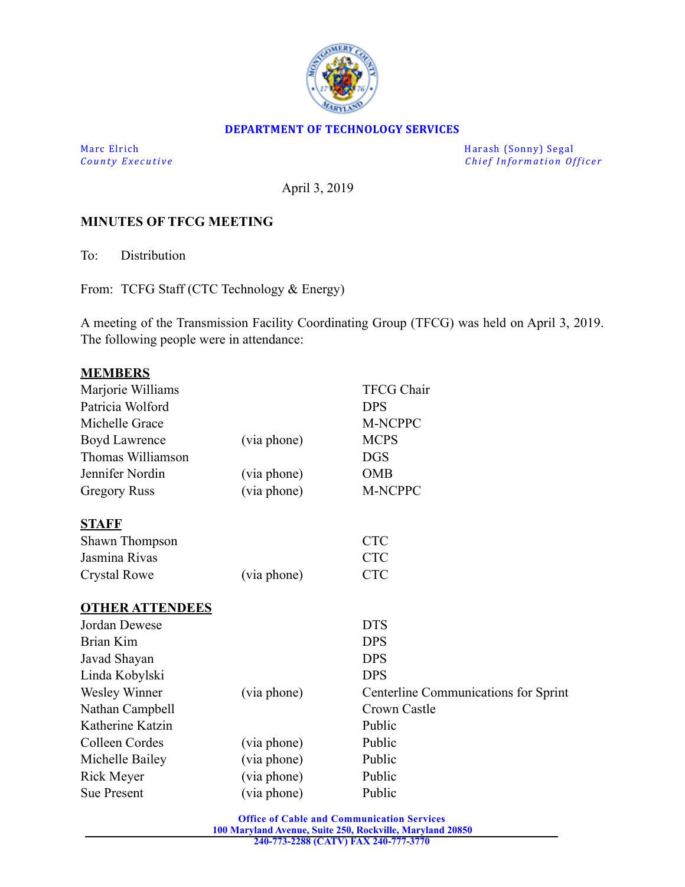**DEPARTMENT OF TECHNOLOGY SERVICES**

Marc Elrich
*County Executive*

Harash (Sonny) Segal
*Chief Information Officer*

April 3, 2019

**MINUTES OF TFCG MEETING**

To: Distribution

From: TCFG Staff (CTC Technology & Energy)

A meeting of the Transmission Facility Coordinating Group (TFCG) was held on April 3, 2019. The following people were in attendance:

**MEMBERS**

| | | |
|---|---|---|
| Marjorie Williams | | TFCG Chair |
| Patricia Wolford | | DPS |
| Michelle Grace | | M-NCPPC |
| Boyd Lawrence | (via phone) | MCPS |
| Thomas Williamson | | DGS |
| Jennifer Nordin | (via phone) | OMB |
| Gregory Russ | (via phone) | M-NCPPC |

**STAFF**

| | | |
|---|---|---|
| Shawn Thompson | | CTC |
| Jasmina Rivas | | CTC |
| Crystal Rowe | (via phone) | CTC |

**OTHER ATTENDEES**

| | | |
|---|---|---|
| Jordan Dewese | | DTS |
| Brian Kim | | DPS |
| Javad Shayan | | DPS |
| Linda Kobylski | | DPS |
| Wesley Winner | (via phone) | Centerline Communications for Sprint |
| Nathan Campbell | | Crown Castle |
| Katherine Katzin | | Public |
| Colleen Cordes | (via phone) | Public |
| Michelle Bailey | (via phone) | Public |
| Rick Meyer | (via phone) | Public |
| Sue Present | (via phone) | Public |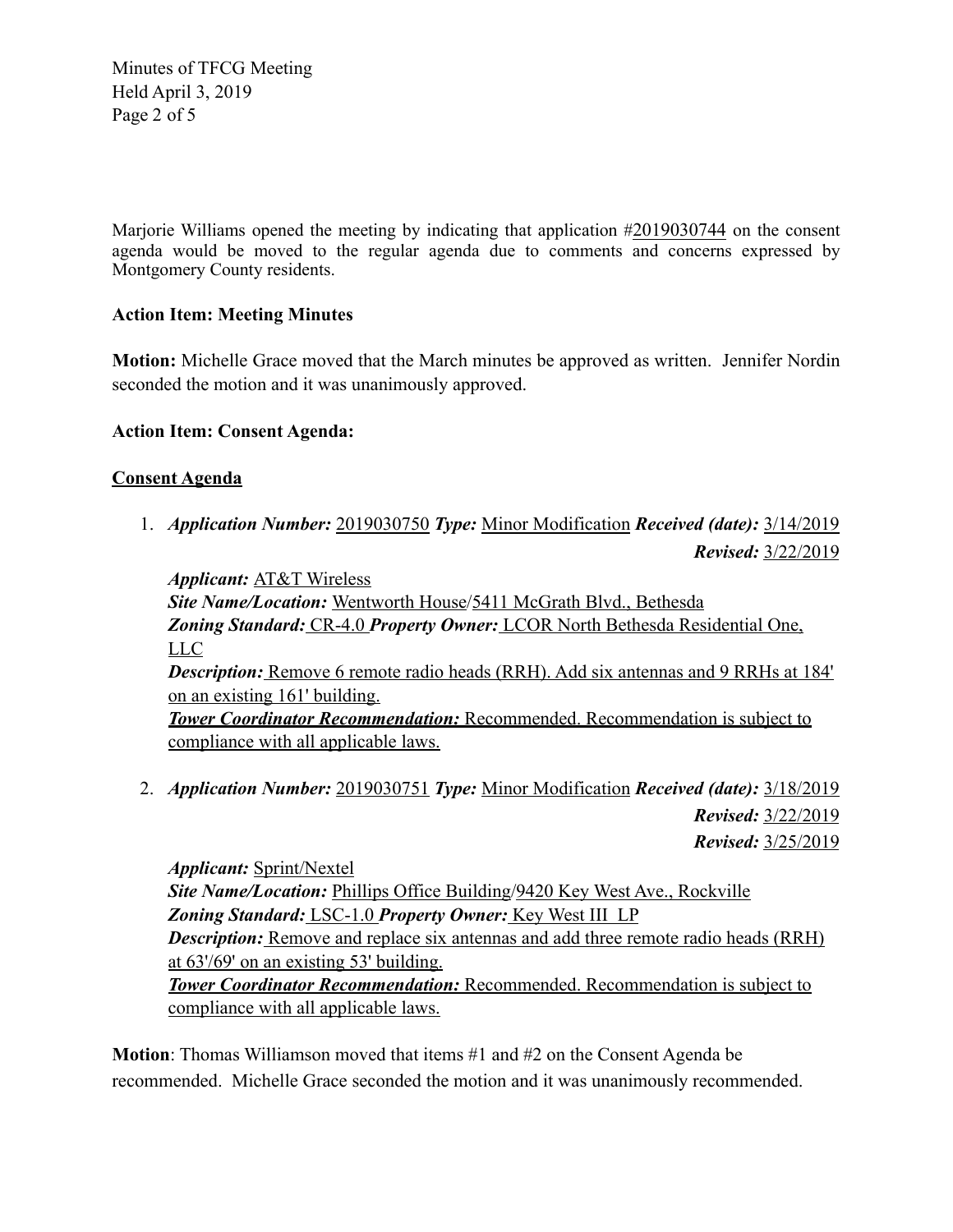Marjorie Williams opened the meeting by indicating that application #2019030744 on the consent agenda would be moved to the regular agenda due to comments and concerns expressed by Montgomery County residents.

**Action Item: Meeting Minutes**

**Motion:** Michelle Grace moved that the March minutes be approved as written. Jennifer Nordin seconded the motion and it was unanimously approved.

**Action Item: Consent Agenda:**

**Consent Agenda**

1. ***Application Number:*** 2019030750 ***Type:*** Minor Modification ***Received (date):*** 3/14/2019
   ***Revised:*** 3/22/2019

   ***Applicant:*** AT&T Wireless
   ***Site Name/Location:*** Wentworth House/5411 McGrath Blvd., Bethesda
   ***Zoning Standard:*** CR-4.0 ***Property Owner:*** LCOR North Bethesda Residential One, LLC
   ***Description:*** Remove 6 remote radio heads (RRH). Add six antennas and 9 RRHs at 184' on an existing 161' building.
   ***Tower Coordinator Recommendation:*** Recommended. Recommendation is subject to compliance with all applicable laws.

2. ***Application Number:*** 2019030751 ***Type:*** Minor Modification ***Received (date):*** 3/18/2019
   ***Revised:*** 3/22/2019
   ***Revised:*** 3/25/2019

   ***Applicant:*** Sprint/Nextel
   ***Site Name/Location:*** Phillips Office Building/9420 Key West Ave., Rockville
   ***Zoning Standard:*** LSC-1.0 ***Property Owner:*** Key West III LP
   ***Description:*** Remove and replace six antennas and add three remote radio heads (RRH) at 63'/69' on an existing 53' building.
   ***Tower Coordinator Recommendation:*** Recommended. Recommendation is subject to compliance with all applicable laws.

**Motion**: Thomas Williamson moved that items #1 and #2 on the Consent Agenda be recommended. Michelle Grace seconded the motion and it was unanimously recommended.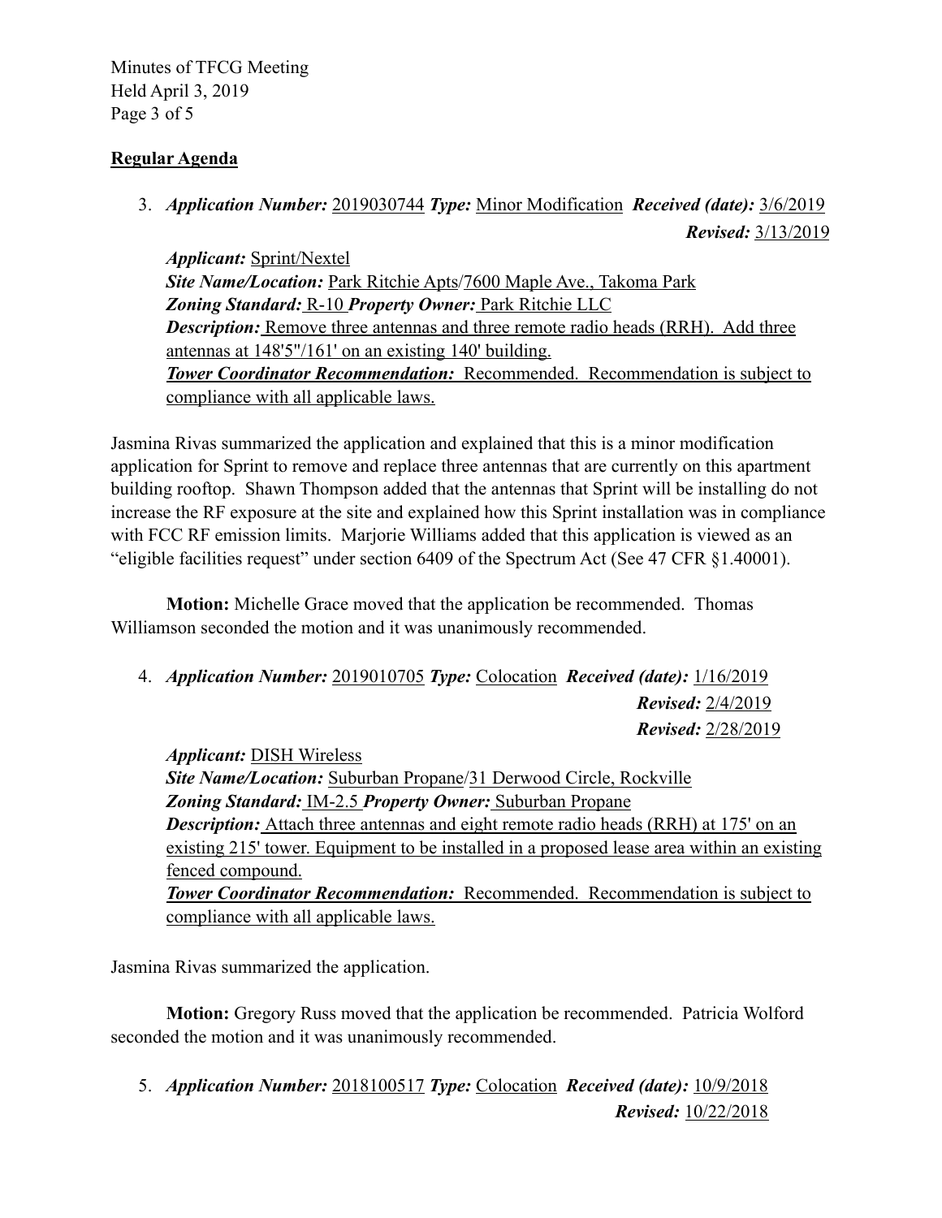## Regular Agenda

3. ***Application Number:*** 2019030744 ***Type:*** Minor Modification ***Received (date):*** 3/6/2019
   ***Revised:*** 3/13/2019

   ***Applicant:*** Sprint/Nextel
   ***Site Name/Location:*** Park Ritchie Apts/7600 Maple Ave., Takoma Park
   ***Zoning Standard:*** R-10 ***Property Owner:*** Park Ritchie LLC
   ***Description:*** Remove three antennas and three remote radio heads (RRH). Add three antennas at 148'5"/161' on an existing 140' building.
   ***Tower Coordinator Recommendation:*** Recommended. Recommendation is subject to compliance with all applicable laws.

Jasmina Rivas summarized the application and explained that this is a minor modification application for Sprint to remove and replace three antennas that are currently on this apartment building rooftop. Shawn Thompson added that the antennas that Sprint will be installing do not increase the RF exposure at the site and explained how this Sprint installation was in compliance with FCC RF emission limits. Marjorie Williams added that this application is viewed as an "eligible facilities request" under section 6409 of the Spectrum Act (See 47 CFR §1.40001).

**Motion:** Michelle Grace moved that the application be recommended. Thomas Williamson seconded the motion and it was unanimously recommended.

4. ***Application Number:*** 2019010705 ***Type:*** Colocation ***Received (date):*** 1/16/2019
   ***Revised:*** 2/4/2019
   ***Revised:*** 2/28/2019

   ***Applicant:*** DISH Wireless
   ***Site Name/Location:*** Suburban Propane/31 Derwood Circle, Rockville
   ***Zoning Standard:*** IM-2.5 ***Property Owner:*** Suburban Propane
   ***Description:*** Attach three antennas and eight remote radio heads (RRH) at 175' on an existing 215' tower. Equipment to be installed in a proposed lease area within an existing fenced compound.
   ***Tower Coordinator Recommendation:*** Recommended. Recommendation is subject to compliance with all applicable laws.

Jasmina Rivas summarized the application.

**Motion:** Gregory Russ moved that the application be recommended. Patricia Wolford seconded the motion and it was unanimously recommended.

5. ***Application Number:*** 2018100517 ***Type:*** Colocation ***Received (date):*** 10/9/2018
   ***Revised:*** 10/22/2018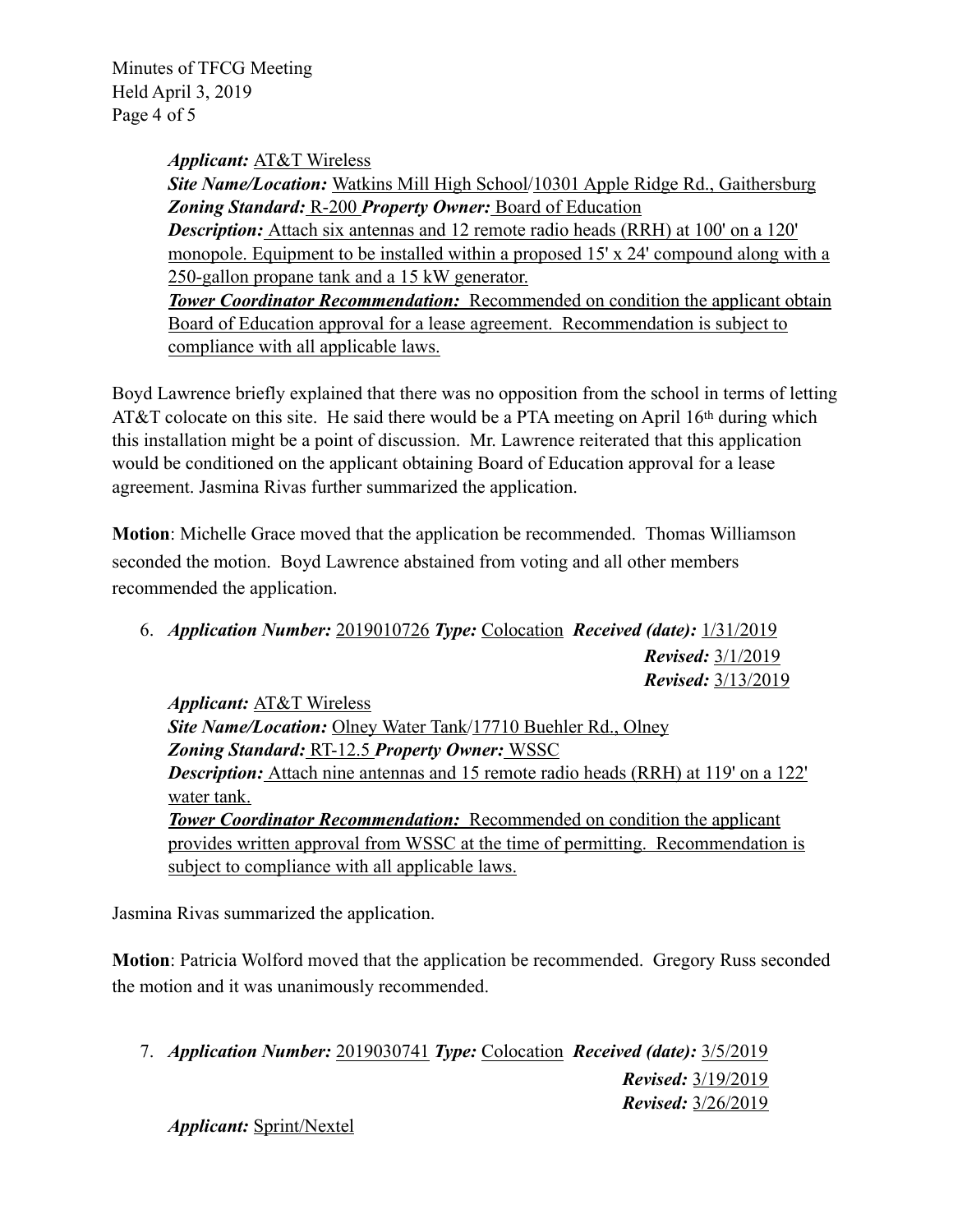*Applicant:* AT&T Wireless
*Site Name/Location:* Watkins Mill High School/10301 Apple Ridge Rd., Gaithersburg
*Zoning Standard:* R-200 *Property Owner:* Board of Education
*Description:* Attach six antennas and 12 remote radio heads (RRH) at 100' on a 120' monopole. Equipment to be installed within a proposed 15' x 24' compound along with a 250-gallon propane tank and a 15 kW generator.
***Tower Coordinator Recommendation:*** Recommended on condition the applicant obtain Board of Education approval for a lease agreement. Recommendation is subject to compliance with all applicable laws.

Boyd Lawrence briefly explained that there was no opposition from the school in terms of letting AT&T colocate on this site. He said there would be a PTA meeting on April 16th during which this installation might be a point of discussion. Mr. Lawrence reiterated that this application would be conditioned on the applicant obtaining Board of Education approval for a lease agreement. Jasmina Rivas further summarized the application.

**Motion**: Michelle Grace moved that the application be recommended. Thomas Williamson seconded the motion. Boyd Lawrence abstained from voting and all other members recommended the application.

6. *Application Number:* 2019010726 *Type:* Colocation *Received (date):* 1/31/2019
   *Revised:* 3/1/2019
   *Revised:* 3/13/2019

   *Applicant:* AT&T Wireless
   *Site Name/Location:* Olney Water Tank/17710 Buehler Rd., Olney
   *Zoning Standard:* RT-12.5 *Property Owner:* WSSC
   *Description:* Attach nine antennas and 15 remote radio heads (RRH) at 119' on a 122' water tank.
   ***Tower Coordinator Recommendation:*** Recommended on condition the applicant provides written approval from WSSC at the time of permitting. Recommendation is subject to compliance with all applicable laws.

Jasmina Rivas summarized the application.

**Motion**: Patricia Wolford moved that the application be recommended. Gregory Russ seconded the motion and it was unanimously recommended.

7. *Application Number:* 2019030741 *Type:* Colocation *Received (date):* 3/5/2019
   *Revised:* 3/19/2019
   *Revised:* 3/26/2019

   *Applicant:* Sprint/Nextel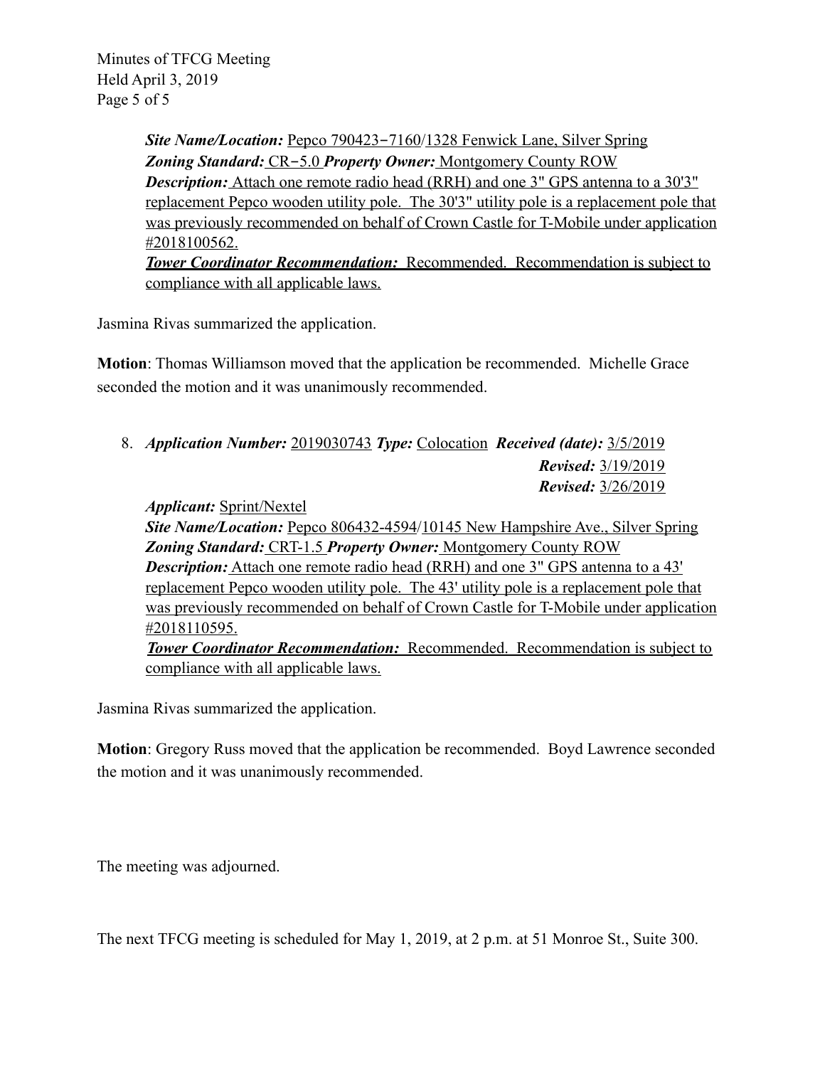***Site Name/Location:*** Pepco 790423-7160/1328 Fenwick Lane, Silver Spring
***Zoning Standard:*** CR-5.0 ***Property Owner:*** Montgomery County ROW
***Description:*** Attach one remote radio head (RRH) and one 3" GPS antenna to a 30'3" replacement Pepco wooden utility pole. The 30'3" utility pole is a replacement pole that was previously recommended on behalf of Crown Castle for T-Mobile under application #2018100562.
***Tower Coordinator Recommendation:*** Recommended. Recommendation is subject to compliance with all applicable laws.

Jasmina Rivas summarized the application.

**Motion**: Thomas Williamson moved that the application be recommended. Michelle Grace seconded the motion and it was unanimously recommended.

8. ***Application Number:*** 2019030743 ***Type:*** Colocation ***Received (date):*** 3/5/2019
***Revised:*** 3/19/2019
***Revised:*** 3/26/2019

***Applicant:*** Sprint/Nextel
***Site Name/Location:*** Pepco 806432-4594/10145 New Hampshire Ave., Silver Spring
***Zoning Standard:*** CRT-1.5 ***Property Owner:*** Montgomery County ROW
***Description:*** Attach one remote radio head (RRH) and one 3" GPS antenna to a 43' replacement Pepco wooden utility pole. The 43' utility pole is a replacement pole that was previously recommended on behalf of Crown Castle for T-Mobile under application #2018110595.
***Tower Coordinator Recommendation:*** Recommended. Recommendation is subject to compliance with all applicable laws.

Jasmina Rivas summarized the application.

**Motion**: Gregory Russ moved that the application be recommended. Boyd Lawrence seconded the motion and it was unanimously recommended.

The meeting was adjourned.

The next TFCG meeting is scheduled for May 1, 2019, at 2 p.m. at 51 Monroe St., Suite 300.